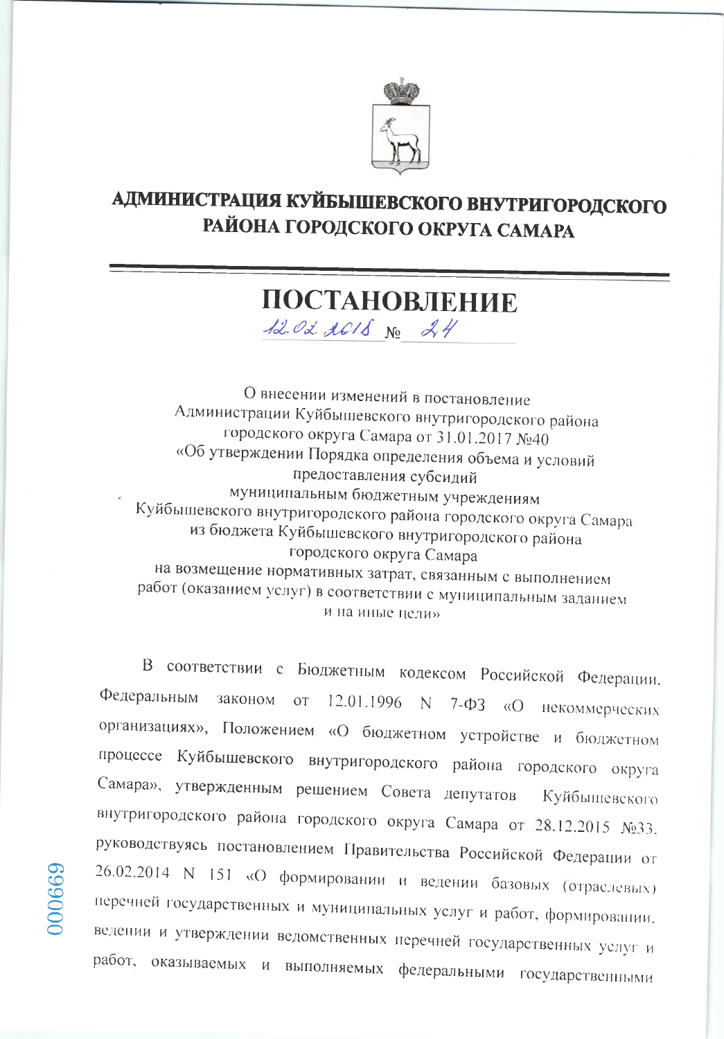# АДМИНИСТРАЦИЯ КУЙБЫШЕВСКОГО ВНУТРИГОРОДСКОГО РАЙОНА ГОРОДСКОГО ОКРУГА САМАРА

## ПОСТАНОВЛЕНИЕ

12.02.2018 № 24

О внесении изменений в постановление
Администрации Куйбышевского внутригородского района
городского округа Самара от 31.01.2017 №40
«Об утверждении Порядка определения объема и условий
предоставления субсидий
муниципальным бюджетным учреждениям
Куйбышевского внутригородского района городского округа Самара
из бюджета Куйбышевского внутригородского района
городского округа Самара
на возмещение нормативных затрат, связанным с выполнением
работ (оказанием услуг) в соответствии с муниципальным заданием
и на иные цели»

В соответствии с Бюджетным кодексом Российской Федерации, Федеральным законом от 12.01.1996 N 7-ФЗ «О некоммерческих организациях», Положением «О бюджетном устройстве и бюджетном процессе Куйбышевского внутригородского района городского округа Самара», утвержденным решением Совета депутатов Куйбышевского внутригородского района городского округа Самара от 28.12.2015 №33, руководствуясь постановлением Правительства Российской Федерации от 26.02.2014 N 151 «О формировании и ведении базовых (отраслевых) перечней государственных и муниципальных услуг и работ, формировании, ведении и утверждении ведомственных перечней государственных услуг и работ, оказываемых и выполняемых федеральными государственными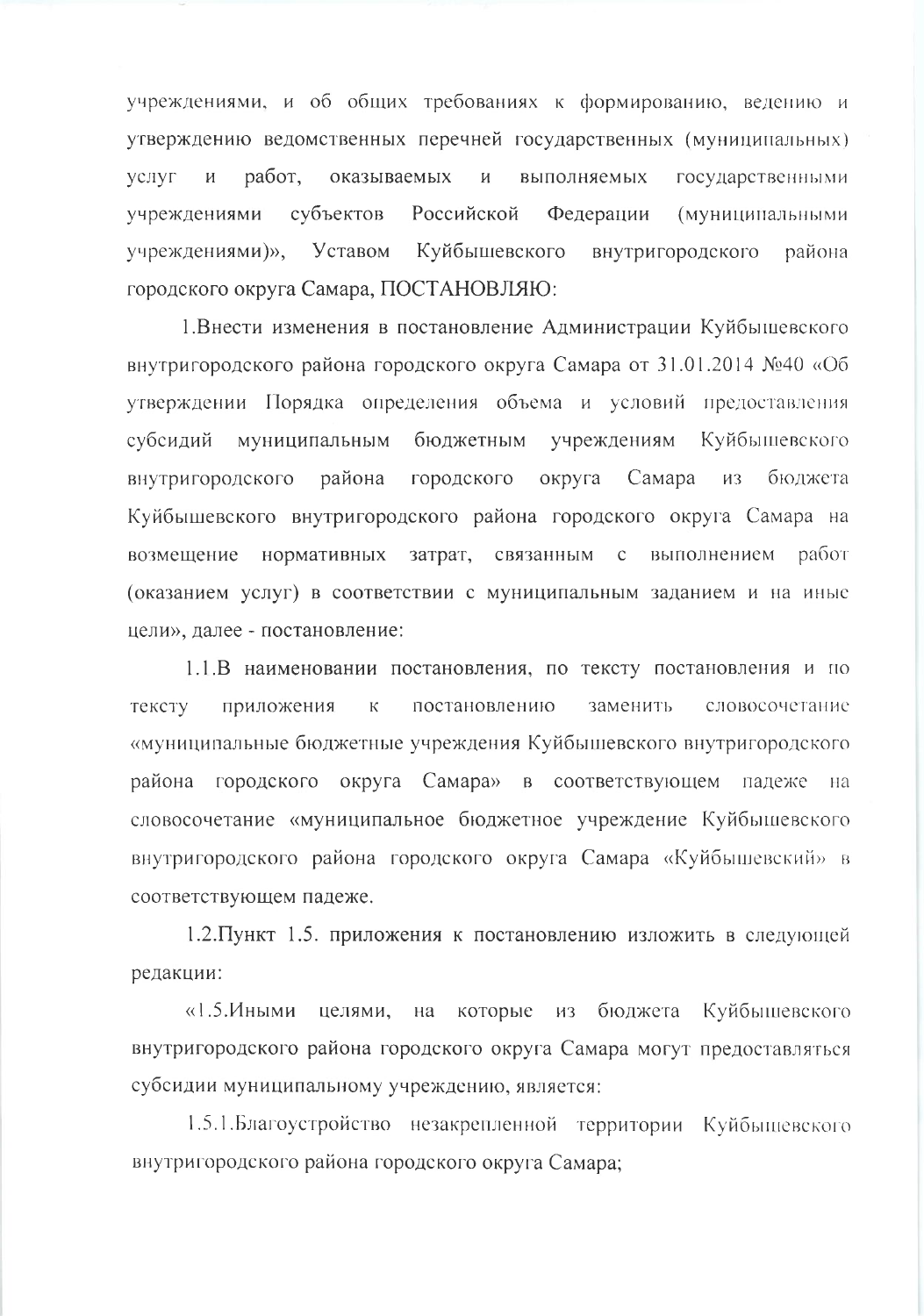учреждениями, и об общих требованиях к формированию, ведению и утверждению ведомственных перечней государственных (муниципальных) услуг и работ, оказываемых и выполняемых государственными учреждениями субъектов Российской Федерации (муниципальными учреждениями)», Уставом Куйбышевского внутригородского района городского округа Самара, ПОСТАНОВЛЯЮ:

1.Внести изменения в постановление Администрации Куйбышевского внутригородского района городского округа Самара от 31.01.2014 №40 «Об утверждении Порядка определения объема и условий предоставления субсидий муниципальным бюджетным учреждениям Куйбышевского внутригородского района городского округа Самара из бюджета Куйбышевского внутригородского района городского округа Самара на возмещение нормативных затрат, связанным с выполнением работ (оказанием услуг) в соответствии с муниципальным заданием и на иные цели», далее - постановление:

1.1.В наименовании постановления, по тексту постановления и по тексту приложения к постановлению заменить словосочетание «муниципальные бюджетные учреждения Куйбышевского внутригородского района городского округа Самара» в соответствующем падеже на словосочетание «муниципальное бюджетное учреждение Куйбышевского внутригородского района городского округа Самара «Куйбышевский» в соответствующем падеже.

1.2.Пункт 1.5. приложения к постановлению изложить в следующей редакции:

«1.5.Иными целями, на которые из бюджета Куйбышевского внутригородского района городского округа Самара могут предоставляться субсидии муниципальному учреждению, является:

1.5.1.Благоустройство незакрепленной территории Куйбышевского внутригородского района городского округа Самара;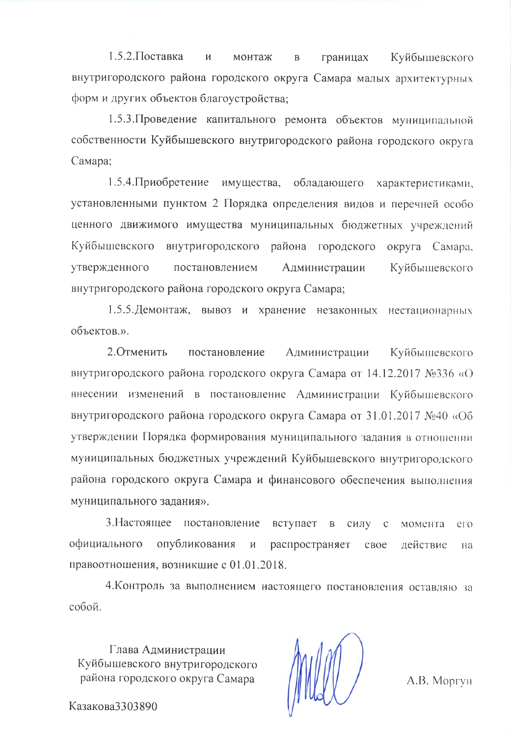1.5.2.Поставка и монтаж в границах Куйбышевского внутригородского района городского округа Самара малых архитектурных форм и других объектов благоустройства;

1.5.3.Проведение капитального ремонта объектов муниципальной собственности Куйбышевского внутригородского района городского округа Самара;

1.5.4.Приобретение имущества, обладающего характеристиками, установленными пунктом 2 Порядка определения видов и перечней особо ценного движимого имущества муниципальных бюджетных учреждений Куйбышевского внутригородского района городского округа Самара, утвержденного постановлением Администрации Куйбышевского внутригородского района городского округа Самара;

1.5.5.Демонтаж, вывоз и хранение незаконных нестационарных объектов.».

2.Отменить постановление Администрации Куйбышевского внутригородского района городского округа Самара от 14.12.2017 №336 «О внесении изменений в постановление Администрации Куйбышевского внутригородского района городского округа Самара от 31.01.2017 №40 «Об утверждении Порядка формирования муниципального задания в отношении муниципальных бюджетных учреждений Куйбышевского внутригородского района городского округа Самара и финансового обеспечения выполнения муниципального задания».

3.Настоящее постановление вступает в силу с момента его официального опубликования и распространяет свое действие на правоотношения, возникшие с 01.01.2018.

4.Контроль за выполнением настоящего постановления оставляю за собой.

Глава Администрации
Куйбышевского внутригородского
района городского округа Самара

А.В. Моргун

Казакова3303890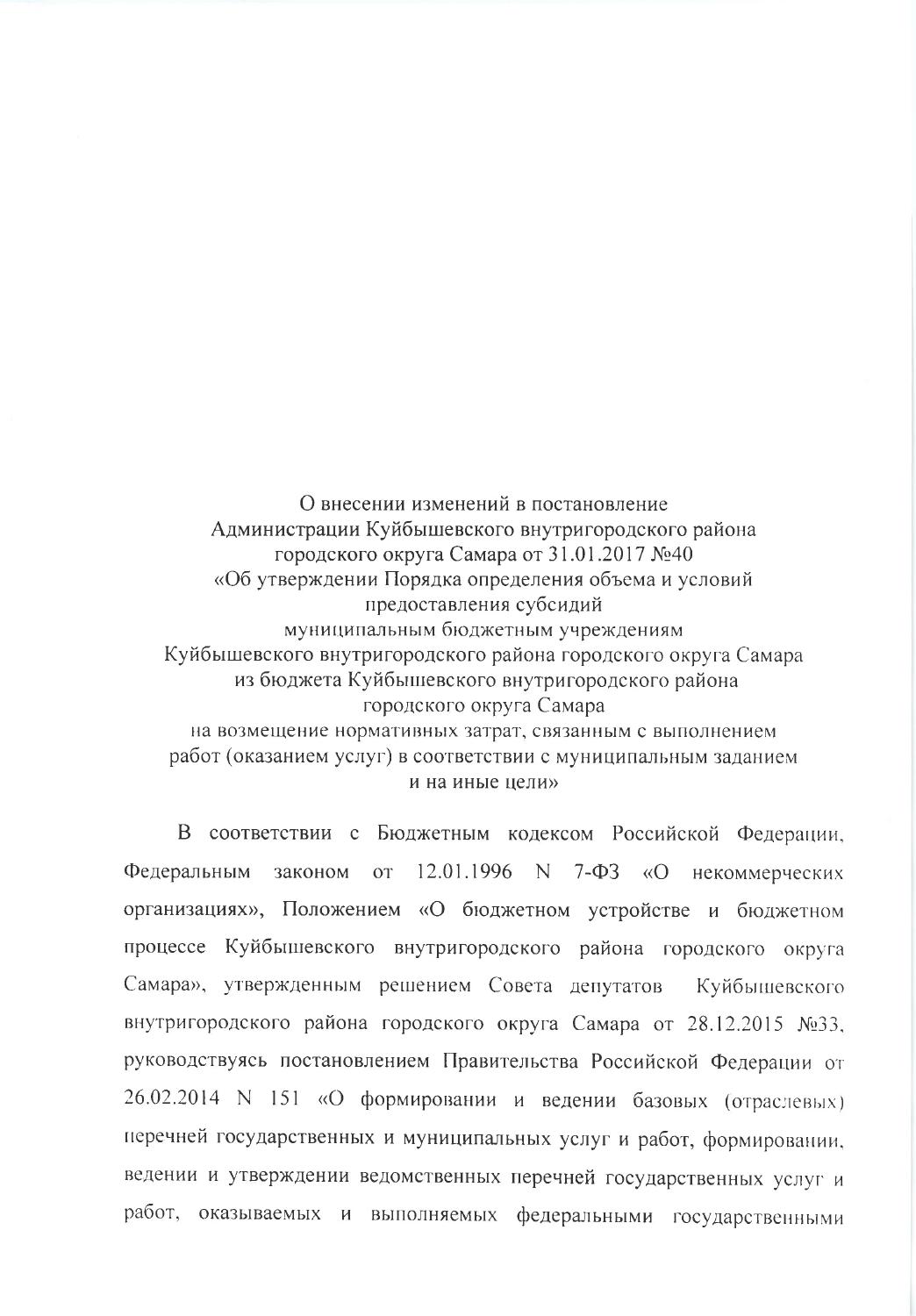О внесении изменений в постановление
Администрации Куйбышевского внутригородского района
городского округа Самара от 31.01.2017 №40
«Об утверждении Порядка определения объема и условий
предоставления субсидий
муниципальным бюджетным учреждениям
Куйбышевского внутригородского района городского округа Самара
из бюджета Куйбышевского внутригородского района
городского округа Самара
на возмещение нормативных затрат, связанным с выполнением
работ (оказанием услуг) в соответствии с муниципальным заданием
и на иные цели»

В соответствии с Бюджетным кодексом Российской Федерации, Федеральным законом от 12.01.1996 N 7-ФЗ «О некоммерческих организациях», Положением «О бюджетном устройстве и бюджетном процессе Куйбышевского внутригородского района городского округа Самара», утвержденным решением Совета депутатов Куйбышевского внутригородского района городского округа Самара от 28.12.2015 №33, руководствуясь постановлением Правительства Российской Федерации от 26.02.2014 N 151 «О формировании и ведении базовых (отраслевых) перечней государственных и муниципальных услуг и работ, формировании, ведении и утверждении ведомственных перечней государственных услуг и работ, оказываемых и выполняемых федеральными государственными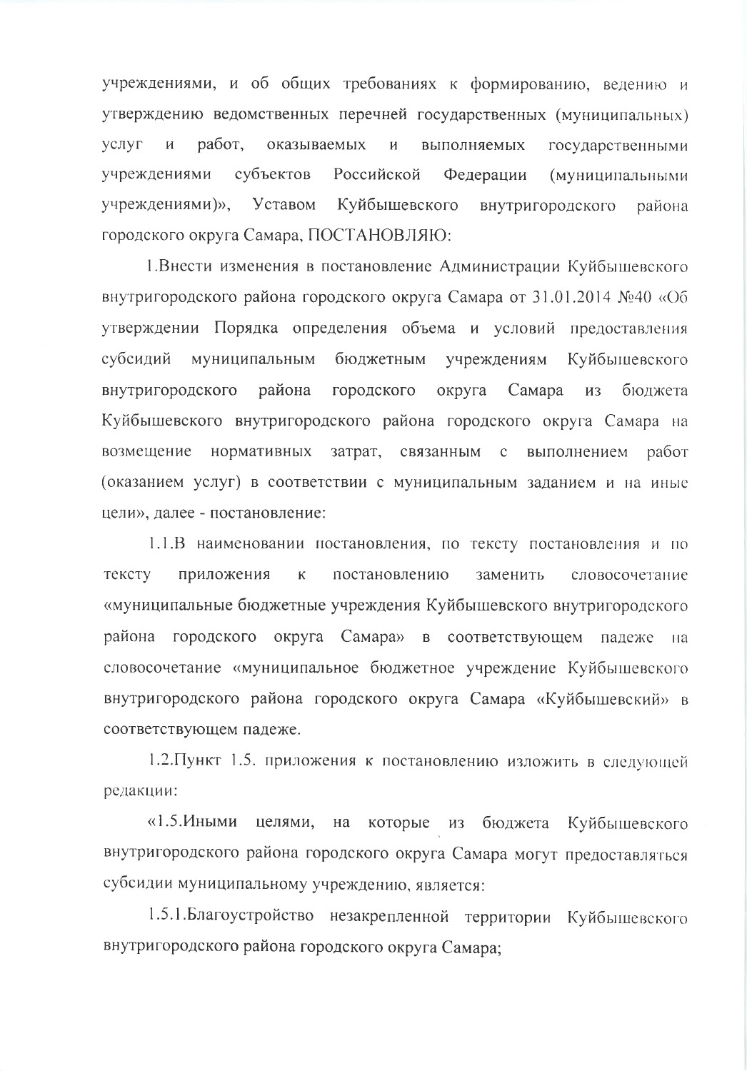учреждениями, и об общих требованиях к формированию, ведению и утверждению ведомственных перечней государственных (муниципальных) услуг и работ, оказываемых и выполняемых государственными учреждениями субъектов Российской Федерации (муниципальными учреждениями)», Уставом Куйбышевского внутригородского района городского округа Самара, ПОСТАНОВЛЯЮ:

1.Внести изменения в постановление Администрации Куйбышевского внутригородского района городского округа Самара от 31.01.2014 №40 «Об утверждении Порядка определения объема и условий предоставления субсидий муниципальным бюджетным учреждениям Куйбышевского внутригородского района городского округа Самара из бюджета Куйбышевского внутригородского района городского округа Самара на возмещение нормативных затрат, связанным с выполнением работ (оказанием услуг) в соответствии с муниципальным заданием и на иные цели», далее - постановление:

1.1.В наименовании постановления, по тексту постановления и по тексту приложения к постановлению заменить словосочетание «муниципальные бюджетные учреждения Куйбышевского внутригородского района городского округа Самара» в соответствующем падеже на словосочетание «муниципальное бюджетное учреждение Куйбышевского внутригородского района городского округа Самара «Куйбышевский» в соответствующем падеже.

1.2.Пункт 1.5. приложения к постановлению изложить в следующей редакции:

«1.5.Иными целями, на которые из бюджета Куйбышевского внутригородского района городского округа Самара могут предоставляться субсидии муниципальному учреждению, является:

1.5.1.Благоустройство незакрепленной территории Куйбышевского внутригородского района городского округа Самара;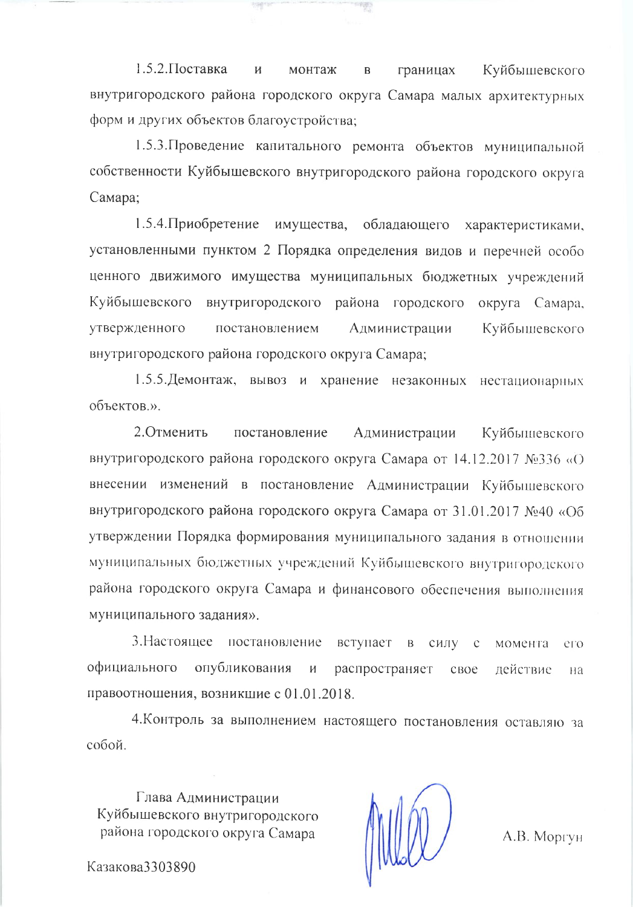1.5.2.Поставка и монтаж в границах Куйбышевского внутригородского района городского округа Самара малых архитектурных форм и других объектов благоустройства;

1.5.3.Проведение капитального ремонта объектов муниципальной собственности Куйбышевского внутригородского района городского округа Самара;

1.5.4.Приобретение имущества, обладающего характеристиками, установленными пунктом 2 Порядка определения видов и перечней особо ценного движимого имущества муниципальных бюджетных учреждений Куйбышевского внутригородского района городского округа Самара, утвержденного постановлением Администрации Куйбышевского внутригородского района городского округа Самара;

1.5.5.Демонтаж, вывоз и хранение незаконных нестационарных объектов.».

2.Отменить постановление Администрации Куйбышевского внутригородского района городского округа Самара от 14.12.2017 №336 «О внесении изменений в постановление Администрации Куйбышевского внутригородского района городского округа Самара от 31.01.2017 №40 «Об утверждении Порядка формирования муниципального задания в отношении муниципальных бюджетных учреждений Куйбышевского внутригородского района городского округа Самара и финансового обеспечения выполнения муниципального задания».

3.Настоящее постановление вступает в силу с момента его официального опубликования и распространяет свое действие на правоотношения, возникшие с 01.01.2018.

4.Контроль за выполнением настоящего постановления оставляю за собой.

Глава Администрации
Куйбышевского внутригородского
района городского округа Самара

А.В. Моргун

Казакова3303890